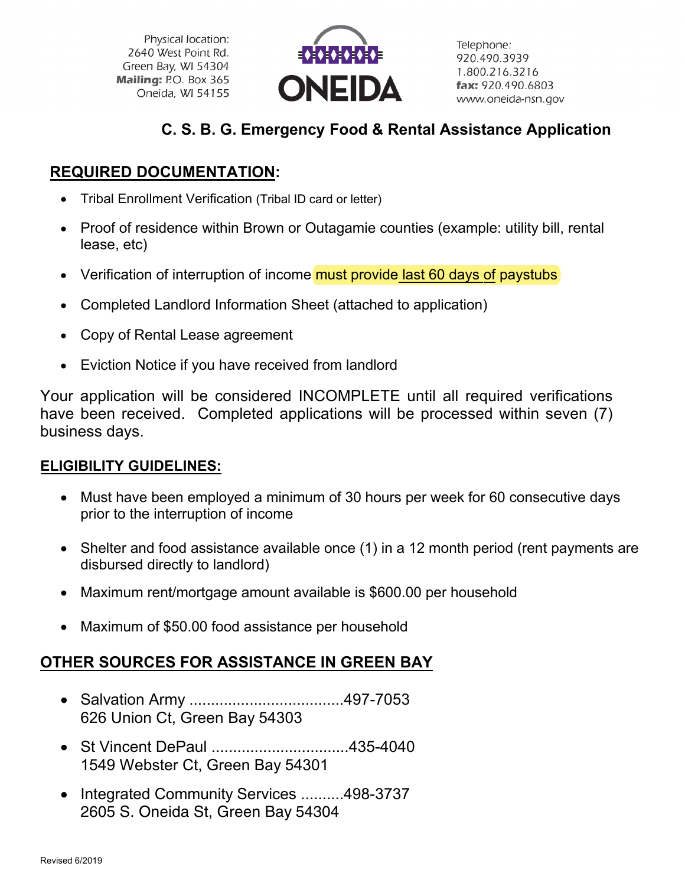Physical location:
2640 West Point Rd.
Green Bay, WI 54304
**Mailing:** P.O. Box 365
Oneida, WI 54155

ONEIDA

Telephone:
920.490.3939
1.800.216.3216
**fax:** 920.490.6803
www.oneida-nsn.gov

## C. S. B. G. Emergency Food & Rental Assistance Application

### REQUIRED DOCUMENTATION:

- Tribal Enrollment Verification (Tribal ID card or letter)
- Proof of residence within Brown or Outagamie counties (example: utility bill, rental lease, etc)
- Verification of interruption of income must provide last 60 days of paystubs
- Completed Landlord Information Sheet (attached to application)
- Copy of Rental Lease agreement
- Eviction Notice if you have received from landlord

Your application will be considered INCOMPLETE until all required verifications have been received. Completed applications will be processed within seven (7) business days.

### ELIGIBILITY GUIDELINES:

- Must have been employed a minimum of 30 hours per week for 60 consecutive days prior to the interruption of income
- Shelter and food assistance available once (1) in a 12 month period (rent payments are disbursed directly to landlord)
- Maximum rent/mortgage amount available is $600.00 per household
- Maximum of $50.00 food assistance per household

### OTHER SOURCES FOR ASSISTANCE IN GREEN BAY

- Salvation Army ....................................497-7053
  626 Union Ct, Green Bay 54303
- St Vincent DePaul ................................435-4040
  1549 Webster Ct, Green Bay 54301
- Integrated Community Services ..........498-3737
  2605 S. Oneida St, Green Bay 54304

Revised 6/2019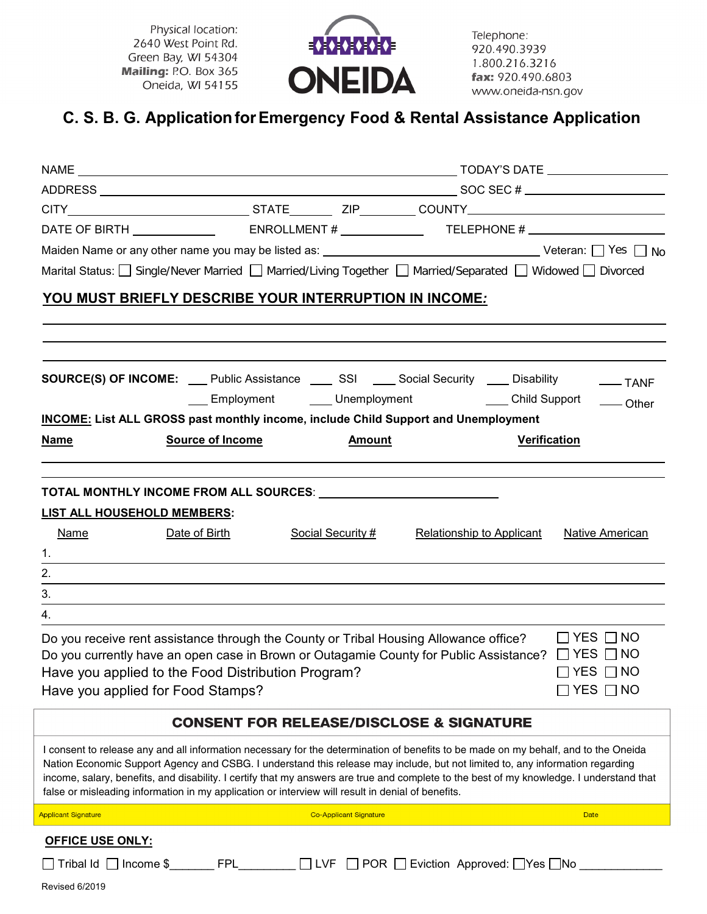Physical location:
2640 West Point Rd.
Green Bay, WI 54304
**Mailing:** P.O. Box 365
Oneida, WI 54155

ONEIDA

Telephone:
920.490.3939
1.800.216.3216
**fax:** 920.490.6803
www.oneida-nsn.gov

# C. S. B. G. Application for Emergency Food & Rental Assistance Application

NAME ______________________________ TODAY'S DATE ______________

ADDRESS ______________________________ SOC SEC # ______________

CITY______________ STATE______ ZIP________ COUNTY______________

DATE OF BIRTH ____________ ENROLLMENT # ____________ TELEPHONE # ______________

Maiden Name or any other name you may be listed as: ______________________ Veteran: ☐ Yes ☐ No

Marital Status: ☐ Single/Never Married ☐ Married/Living Together ☐ Married/Separated ☐ Widowed ☐ Divorced

**YOU MUST BRIEFLY DESCRIBE YOUR INTERRUPTION IN INCOME:**

______________________________________________________________

______________________________________________________________

______________________________________________________________

**SOURCE(S) OF INCOME:** ___ Public Assistance ___ SSI ___ Social Security ___ Disability ___ TANF
___ Employment ___ Unemployment ___ Child Support ___ Other

**INCOME: List ALL GROSS past monthly income, include Child Support and Unemployment**

| Name | Source of Income | Amount | Verification |
|---|---|---|---|
| | | | |
| | | | |

**TOTAL MONTHLY INCOME FROM ALL SOURCES:** ______________________

**LIST ALL HOUSEHOLD MEMBERS:**

| | Name | Date of Birth | Social Security # | Relationship to Applicant | Native American |
|---|---|---|---|---|---|
| 1. | | | | | |
| 2. | | | | | |
| 3. | | | | | |
| 4. | | | | | |

Do you receive rent assistance through the County or Tribal Housing Allowance office? ☐ YES ☐ NO

Do you currently have an open case in Brown or Outagamie County for Public Assistance? ☐ YES ☐ NO

Have you applied to the Food Distribution Program? ☐ YES ☐ NO

Have you applied for Food Stamps? ☐ YES ☐ NO

## CONSENT FOR RELEASE/DISCLOSE & SIGNATURE

I consent to release any and all information necessary for the determination of benefits to be made on my behalf, and to the Oneida Nation Economic Support Agency and CSBG. I understand this release may include, but not limited to, any information regarding income, salary, benefits, and disability. I certify that my answers are true and complete to the best of my knowledge. I understand that false or misleading information in my application or interview will result in denial of benefits.

Applicant Signature ______________ Co-Applicant Signature ______________ Date ______________

**OFFICE USE ONLY:**

☐ Tribal Id ☐ Income $_______ FPL_________ ☐ LVF ☐ POR ☐ Eviction Approved: ☐Yes ☐No _____________

Revised 6/2019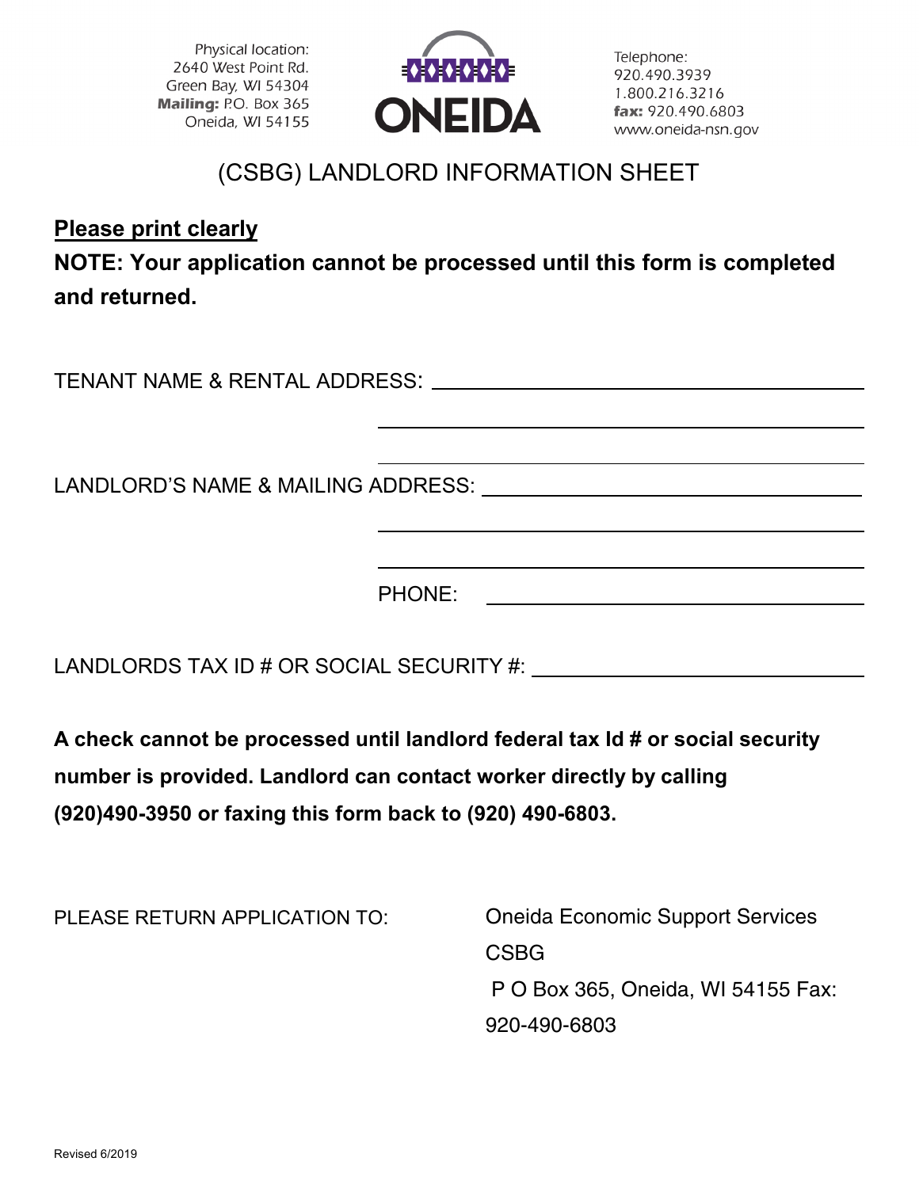Physical location:
2640 West Point Rd.
Green Bay, WI 54304
**Mailing:** P.O. Box 365
Oneida, WI 54155

ONEIDA

Telephone:
920.490.3939
1.800.216.3216
**fax:** 920.490.6803
www.oneida-nsn.gov

# (CSBG) LANDLORD INFORMATION SHEET

**Please print clearly**

**NOTE: Your application cannot be processed until this form is completed and returned.**

TENANT NAME & RENTAL ADDRESS: ______________________________

______________________________

______________________________

LANDLORD'S NAME & MAILING ADDRESS: ______________________________

______________________________

______________________________

PHONE: ______________________________

LANDLORDS TAX ID # OR SOCIAL SECURITY #: ______________________________

**A check cannot be processed until landlord federal tax Id # or social security number is provided. Landlord can contact worker directly by calling (920)490-3950 or faxing this form back to (920) 490-6803.**

PLEASE RETURN APPLICATION TO:

Oneida Economic Support Services
CSBG
P O Box 365, Oneida, WI 54155 Fax:
920-490-6803

Revised 6/2019